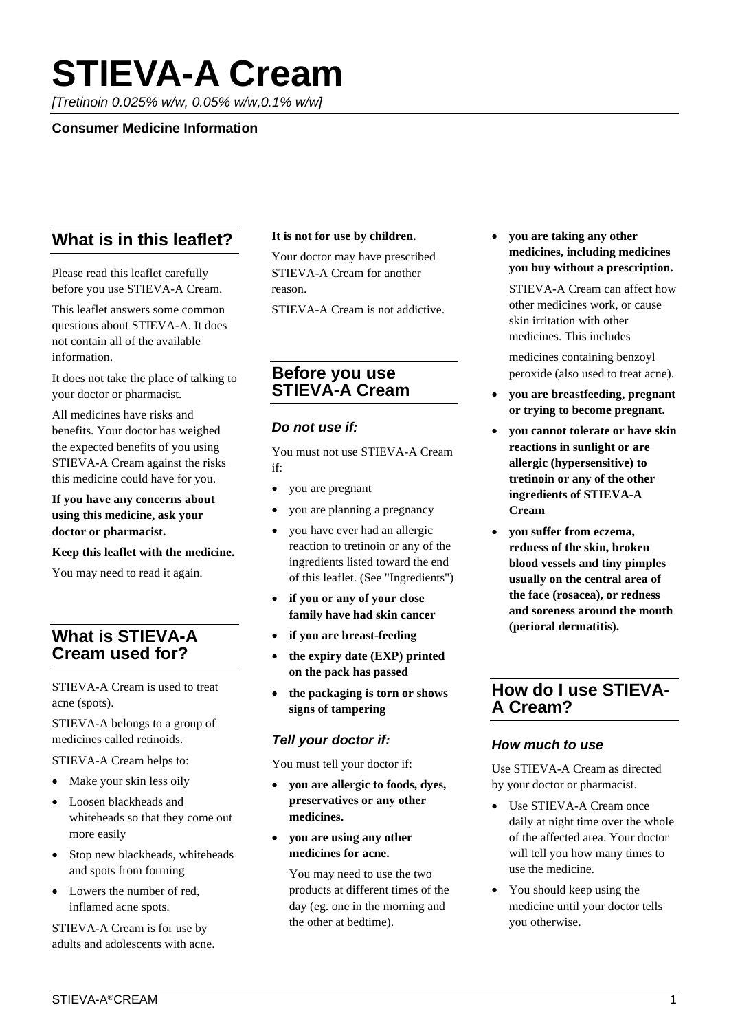# STIEVA-A Cream

*[Tretinoin 0.025% w/w, 0.05% w/w,0.1% w/w]*

**Consumer Medicine Information**

## What is in this leaflet?

Please read this leaflet carefully before you use STIEVA-A Cream.

This leaflet answers some common questions about STIEVA-A. It does not contain all of the available information.

It does not take the place of talking to your doctor or pharmacist.

All medicines have risks and benefits. Your doctor has weighed the expected benefits of you using STIEVA-A Cream against the risks this medicine could have for you.

**If you have any concerns about using this medicine, ask your doctor or pharmacist.**

**Keep this leaflet with the medicine.**

You may need to read it again.

## What is STIEVA-A Cream used for?

STIEVA-A Cream is used to treat acne (spots).

STIEVA-A belongs to a group of medicines called retinoids.

STIEVA-A Cream helps to:

- Make your skin less oily
- Loosen blackheads and whiteheads so that they come out more easily
- Stop new blackheads, whiteheads and spots from forming
- Lowers the number of red, inflamed acne spots.

STIEVA-A Cream is for use by adults and adolescents with acne.

**It is not for use by children.**

Your doctor may have prescribed STIEVA-A Cream for another reason.

STIEVA-A Cream is not addictive.

## Before you use STIEVA-A Cream

### *Do not use if:*

You must not use STIEVA-A Cream if:

- you are pregnant
- you are planning a pregnancy
- you have ever had an allergic reaction to tretinoin or any of the ingredients listed toward the end of this leaflet. (See "Ingredients")
- **if you or any of your close family have had skin cancer**
- **if you are breast-feeding**
- **the expiry date (EXP) printed on the pack has passed**
- **the packaging is torn or shows signs of tampering**

### *Tell your doctor if:*

You must tell your doctor if:

- **you are allergic to foods, dyes, preservatives or any other medicines.**
- **you are using any other medicines for acne.**

  You may need to use the two products at different times of the day (eg. one in the morning and the other at bedtime).

- **you are taking any other medicines, including medicines you buy without a prescription.**

  STIEVA-A Cream can affect how other medicines work, or cause skin irritation with other medicines. This includes

  medicines containing benzoyl peroxide (also used to treat acne).

- **you are breastfeeding, pregnant or trying to become pregnant.**
- **you cannot tolerate or have skin reactions in sunlight or are allergic (hypersensitive) to tretinoin or any of the other ingredients of STIEVA-A Cream**
- **you suffer from eczema, redness of the skin, broken blood vessels and tiny pimples usually on the central area of the face (rosacea), or redness and soreness around the mouth (perioral dermatitis).**

## How do I use STIEVA-A Cream?

### *How much to use*

Use STIEVA-A Cream as directed by your doctor or pharmacist.

- Use STIEVA-A Cream once daily at night time over the whole of the affected area. Your doctor will tell you how many times to use the medicine.
- You should keep using the medicine until your doctor tells you otherwise.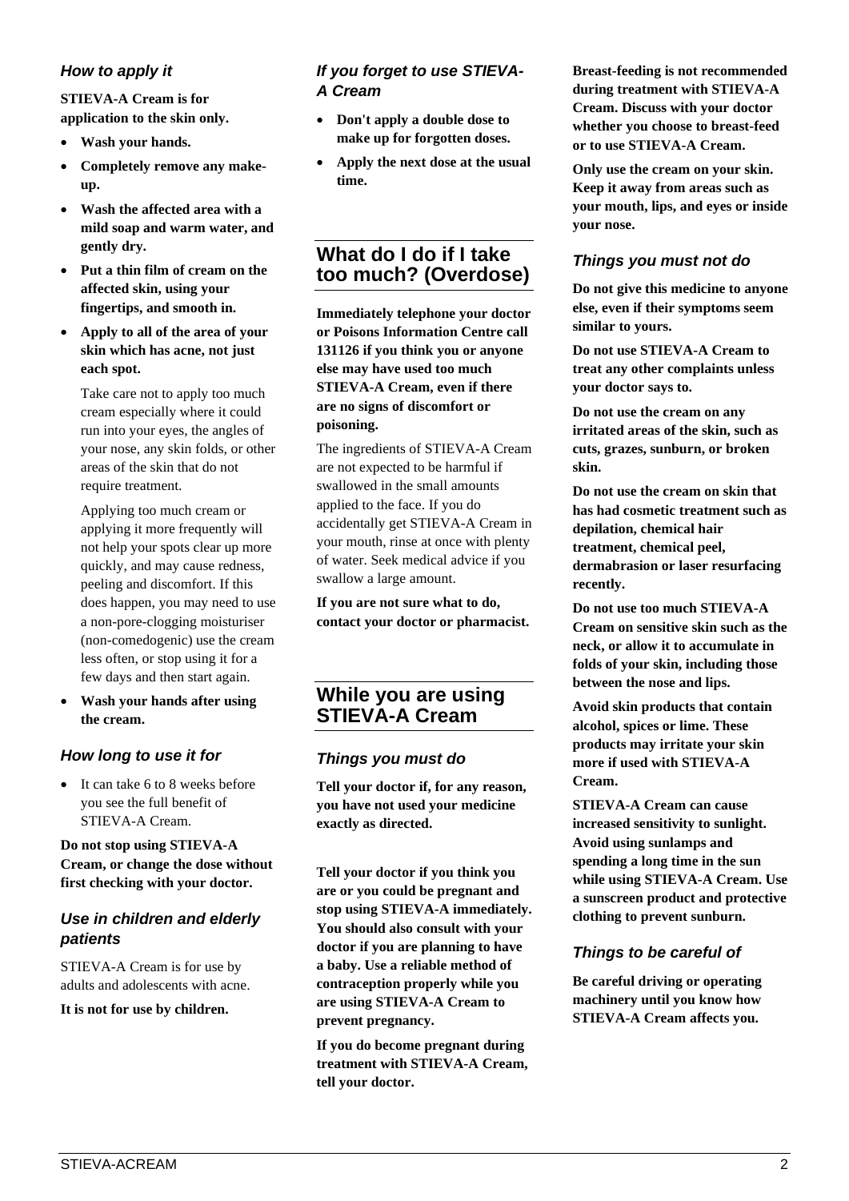### How to apply it

**STIEVA-A Cream is for application to the skin only.**

- **Wash your hands.**
- **Completely remove any make-up.**
- **Wash the affected area with a mild soap and warm water, and gently dry.**
- **Put a thin film of cream on the affected skin, using your fingertips, and smooth in.**
- **Apply to all of the area of your skin which has acne, not just each spot.**

  Take care not to apply too much cream especially where it could run into your eyes, the angles of your nose, any skin folds, or other areas of the skin that do not require treatment.

  Applying too much cream or applying it more frequently will not help your spots clear up more quickly, and may cause redness, peeling and discomfort. If this does happen, you may need to use a non-pore-clogging moisturiser (non-comedogenic) use the cream less often, or stop using it for a few days and then start again.

- **Wash your hands after using the cream.**

### How long to use it for

- It can take 6 to 8 weeks before you see the full benefit of STIEVA-A Cream.

**Do not stop using STIEVA-A Cream, or change the dose without first checking with your doctor.**

### Use in children and elderly patients

STIEVA-A Cream is for use by adults and adolescents with acne.

**It is not for use by children.**

### If you forget to use STIEVA-A Cream

- **Don't apply a double dose to make up for forgotten doses.**
- **Apply the next dose at the usual time.**

## What do I do if I take too much? (Overdose)

**Immediately telephone your doctor or Poisons Information Centre call 131126 if you think you or anyone else may have used too much STIEVA-A Cream, even if there are no signs of discomfort or poisoning.**

The ingredients of STIEVA-A Cream are not expected to be harmful if swallowed in the small amounts applied to the face. If you do accidentally get STIEVA-A Cream in your mouth, rinse at once with plenty of water. Seek medical advice if you swallow a large amount.

**If you are not sure what to do, contact your doctor or pharmacist.**

## While you are using STIEVA-A Cream

### Things you must do

**Tell your doctor if, for any reason, you have not used your medicine exactly as directed.**

**Tell your doctor if you think you are or you could be pregnant and stop using STIEVA-A immediately. You should also consult with your doctor if you are planning to have a baby. Use a reliable method of contraception properly while you are using STIEVA-A Cream to prevent pregnancy.**

**If you do become pregnant during treatment with STIEVA-A Cream, tell your doctor.**

**Breast-feeding is not recommended during treatment with STIEVA-A Cream. Discuss with your doctor whether you choose to breast-feed or to use STIEVA-A Cream.**

**Only use the cream on your skin. Keep it away from areas such as your mouth, lips, and eyes or inside your nose.**

### Things you must not do

**Do not give this medicine to anyone else, even if their symptoms seem similar to yours.**

**Do not use STIEVA-A Cream to treat any other complaints unless your doctor says to.**

**Do not use the cream on any irritated areas of the skin, such as cuts, grazes, sunburn, or broken skin.**

**Do not use the cream on skin that has had cosmetic treatment such as depilation, chemical hair treatment, chemical peel, dermabrasion or laser resurfacing recently.**

**Do not use too much STIEVA-A Cream on sensitive skin such as the neck, or allow it to accumulate in folds of your skin, including those between the nose and lips.**

**Avoid skin products that contain alcohol, spices or lime. These products may irritate your skin more if used with STIEVA-A Cream.**

**STIEVA-A Cream can cause increased sensitivity to sunlight. Avoid using sunlamps and spending a long time in the sun while using STIEVA-A Cream. Use a sunscreen product and protective clothing to prevent sunburn.**

### Things to be careful of

**Be careful driving or operating machinery until you know how STIEVA-A Cream affects you.**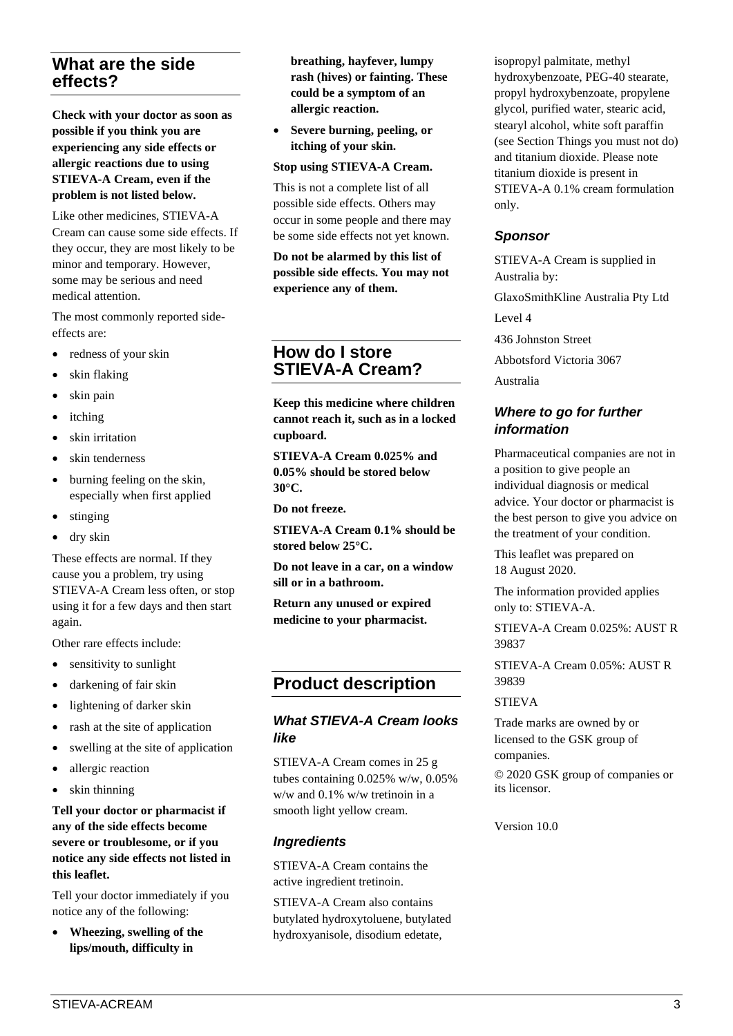## What are the side effects?

**Check with your doctor as soon as possible if you think you are experiencing any side effects or allergic reactions due to using STIEVA-A Cream, even if the problem is not listed below.**

Like other medicines, STIEVA-A Cream can cause some side effects. If they occur, they are most likely to be minor and temporary. However, some may be serious and need medical attention.

The most commonly reported side-effects are:

- redness of your skin
- skin flaking
- skin pain
- itching
- skin irritation
- skin tenderness
- burning feeling on the skin, especially when first applied
- stinging
- dry skin

These effects are normal. If they cause you a problem, try using STIEVA-A Cream less often, or stop using it for a few days and then start again.

Other rare effects include:

- sensitivity to sunlight
- darkening of fair skin
- lightening of darker skin
- rash at the site of application
- swelling at the site of application
- allergic reaction
- skin thinning

**Tell your doctor or pharmacist if any of the side effects become severe or troublesome, or if you notice any side effects not listed in this leaflet.**

Tell your doctor immediately if you notice any of the following:

- **Wheezing, swelling of the lips/mouth, difficulty in breathing, hayfever, lumpy rash (hives) or fainting. These could be a symptom of an allergic reaction.**
- **Severe burning, peeling, or itching of your skin.**

**Stop using STIEVA-A Cream.**

This is not a complete list of all possible side effects. Others may occur in some people and there may be some side effects not yet known.

**Do not be alarmed by this list of possible side effects. You may not experience any of them.**

## How do I store STIEVA-A Cream?

**Keep this medicine where children cannot reach it, such as in a locked cupboard.**

**STIEVA-A Cream 0.025% and 0.05% should be stored below 30°C.**

**Do not freeze.**

**STIEVA-A Cream 0.1% should be stored below 25°C.**

**Do not leave in a car, on a window sill or in a bathroom.**

**Return any unused or expired medicine to your pharmacist.**

## Product description

### *What STIEVA-A Cream looks like*

STIEVA-A Cream comes in 25 g tubes containing 0.025% w/w, 0.05% w/w and 0.1% w/w tretinoin in a smooth light yellow cream.

### *Ingredients*

STIEVA-A Cream contains the active ingredient tretinoin.

STIEVA-A Cream also contains butylated hydroxytoluene, butylated hydroxyanisole, disodium edetate, isopropyl palmitate, methyl hydroxybenzoate, PEG-40 stearate, propyl hydroxybenzoate, propylene glycol, purified water, stearic acid, stearyl alcohol, white soft paraffin (see Section Things you must not do) and titanium dioxide. Please note titanium dioxide is present in STIEVA-A 0.1% cream formulation only.

### *Sponsor*

STIEVA-A Cream is supplied in Australia by:

GlaxoSmithKline Australia Pty Ltd

Level 4

436 Johnston Street

Abbotsford Victoria 3067

Australia

### *Where to go for further information*

Pharmaceutical companies are not in a position to give people an individual diagnosis or medical advice. Your doctor or pharmacist is the best person to give you advice on the treatment of your condition.

This leaflet was prepared on 18 August 2020.

The information provided applies only to: STIEVA-A.

STIEVA-A Cream 0.025%: AUST R 39837

STIEVA-A Cream 0.05%: AUST R 39839

STIEVA

Trade marks are owned by or licensed to the GSK group of companies.

© 2020 GSK group of companies or its licensor.

Version 10.0